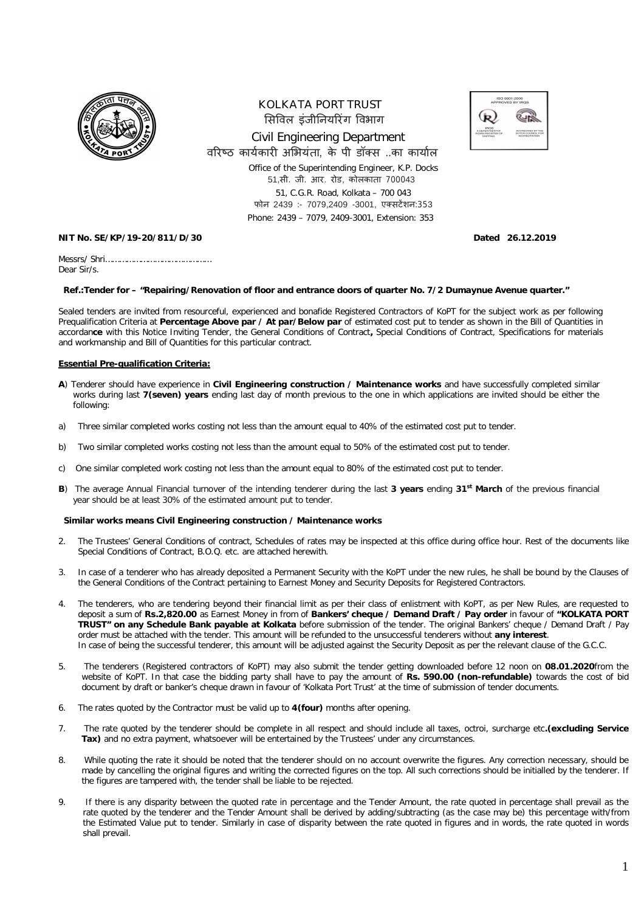KOLKATA PORT TRUST
सिविल इंजीनियरिंग विभाग
Civil Engineering Department
वरिष्ठ कार्यकारी अभियंता, के पी डॉक्स ..का कार्यालय
Office of the Superintending Engineer, K.P. Docks
51,सी. जी. आर. रोड, कोलकाता 700043
51, C.G.R. Road, Kolkata – 700 043
फोन 2439 :- 7079,2409 -3001, एक्सटेंशन:353
Phone: 2439 – 7079, 2409-3001, Extension: 353

**NIT No. SE/KP/19-20/811/D/30** **Dated 26.12.2019**

Messrs/ Shri………………………………………
Dear Sir/s.

**Ref.:Tender for – "Repairing/Renovation of floor and entrance doors of quarter No. 7/2 Dumaynue Avenue quarter."**

Sealed tenders are invited from resourceful, experienced and bonafide Registered Contractors of KoPT for the subject work as per following Prequalification Criteria at **Percentage Above par / At par/Below par** of estimated cost put to tender as shown in the Bill of Quantities in accordan**ce** with this Notice Inviting Tender, the General Conditions of Contract**,** Special Conditions of Contract, Specifications for materials and workmanship and Bill of Quantities for this particular contract.

**Essential Pre-qualification Criteria:**

**A**) Tenderer should have experience in **Civil Engineering construction / Maintenance works** and have successfully completed similar works during last **7(seven) years** ending last day of month previous to the one in which applications are invited should be either the following:

a) Three similar completed works costing not less than the amount equal to 40% of the estimated cost put to tender.

b) Two similar completed works costing not less than the amount equal to 50% of the estimated cost put to tender.

c) One similar completed work costing not less than the amount equal to 80% of the estimated cost put to tender.

**B**) The average Annual Financial turnover of the intending tenderer during the last **3 years** ending **31st March** of the previous financial year should be at least 30% of the estimated amount put to tender.

**Similar works means Civil Engineering construction / Maintenance works**

2. The Trustees' General Conditions of contract, Schedules of rates may be inspected at this office during office hour. Rest of the documents like Special Conditions of Contract, B.O.Q. etc. are attached herewith.

3. In case of a tenderer who has already deposited a Permanent Security with the KoPT under the new rules, he shall be bound by the Clauses of the General Conditions of the Contract pertaining to Earnest Money and Security Deposits for Registered Contractors.

4. The tenderers, who are tendering beyond their financial limit as per their class of enlistment with KoPT, as per New Rules, are requested to deposit a sum of **Rs.2,820.00** as Earnest Money in from of **Bankers' cheque / Demand Draft / Pay order** in favour of **"KOLKATA PORT TRUST" on any Schedule Bank payable at Kolkata** before submission of the tender. The original Bankers' cheque / Demand Draft / Pay order must be attached with the tender. This amount will be refunded to the unsuccessful tenderers without **any interest**.
In case of being the successful tenderer, this amount will be adjusted against the Security Deposit as per the relevant clause of the G.C.C.

5. The tenderers (Registered contractors of KoPT) may also submit the tender getting downloaded before 12 noon on **08.01.2020**from the website of KoPT. In that case the bidding party shall have to pay the amount of **Rs. 590.00 (non-refundable)** towards the cost of bid document by draft or banker's cheque drawn in favour of 'Kolkata Port Trust' at the time of submission of tender documents.

6. The rates quoted by the Contractor must be valid up to **4(four)** months after opening.

7. The rate quoted by the tenderer should be complete in all respect and should include all taxes, octroi, surcharge etc**.(excluding Service Tax)** and no extra payment, whatsoever will be entertained by the Trustees' under any circumstances.

8. While quoting the rate it should be noted that the tenderer should on no account overwrite the figures. Any correction necessary, should be made by cancelling the original figures and writing the corrected figures on the top. All such corrections should be initialled by the tenderer. If the figures are tampered with, the tender shall be liable to be rejected.

9. If there is any disparity between the quoted rate in percentage and the Tender Amount, the rate quoted in percentage shall prevail as the rate quoted by the tenderer and the Tender Amount shall be derived by adding/subtracting (as the case may be) this percentage with/from the Estimated Value put to tender. Similarly in case of disparity between the rate quoted in figures and in words, the rate quoted in words shall prevail.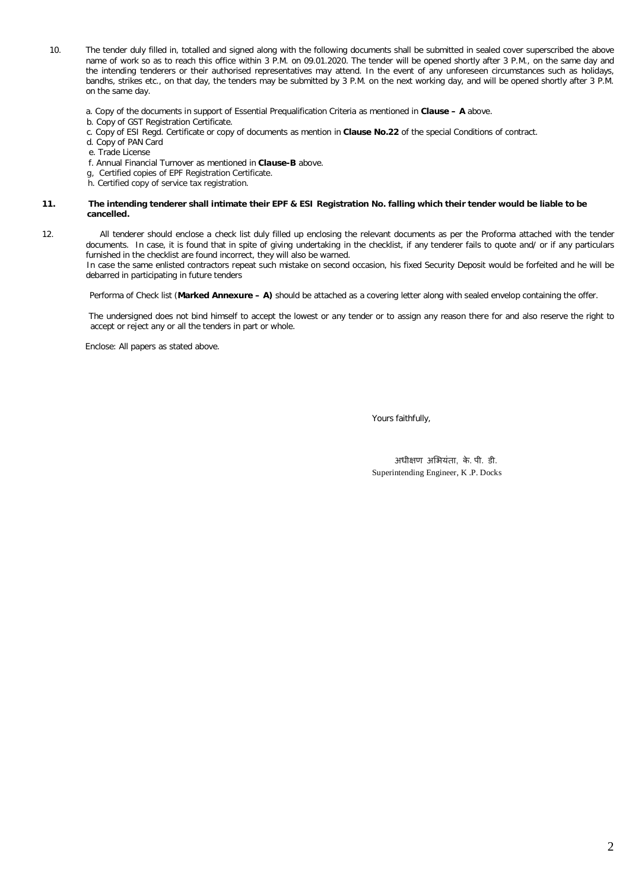10. The tender duly filled in, totalled and signed along with the following documents shall be submitted in sealed cover superscribed the above name of work so as to reach this office within 3 P.M. on 09.01.2020. The tender will be opened shortly after 3 P.M., on the same day and the intending tenderers or their authorised representatives may attend. In the event of any unforeseen circumstances such as holidays, bandhs, strikes etc., on that day, the tenders may be submitted by 3 P.M. on the next working day, and will be opened shortly after 3 P.M. on the same day.

    a. Copy of the documents in support of Essential Prequalification Criteria as mentioned in **Clause – A** above.
    b. Copy of GST Registration Certificate.
    c. Copy of ESI Regd. Certificate or copy of documents as mention in **Clause No.22** of the special Conditions of contract.
    d. Copy of PAN Card
    e. Trade License
    f. Annual Financial Turnover as mentioned in **Clause-B** above.
    g, Certified copies of EPF Registration Certificate.
    h. Certified copy of service tax registration.

11. **The intending tenderer shall intimate their EPF & ESI Registration No. falling which their tender would be liable to be cancelled.**

12. All tenderer should enclose a check list duly filled up enclosing the relevant documents as per the Proforma attached with the tender documents. In case, it is found that in spite of giving undertaking in the checklist, if any tenderer fails to quote and/ or if any particulars furnished in the checklist are found incorrect, they will also be warned.
    In case the same enlisted contractors repeat such mistake on second occasion, his fixed Security Deposit would be forfeited and he will be debarred in participating in future tenders

    Performa of Check list (**Marked Annexure – A)** should be attached as a covering letter along with sealed envelop containing the offer.

    The undersigned does not bind himself to accept the lowest or any tender or to assign any reason there for and also reserve the right to accept or reject any or all the tenders in part or whole.

Enclose: All papers as stated above.

Yours faithfully,

अधीक्षण अभियंता, के. पी. डी.
Superintending Engineer, K .P. Docks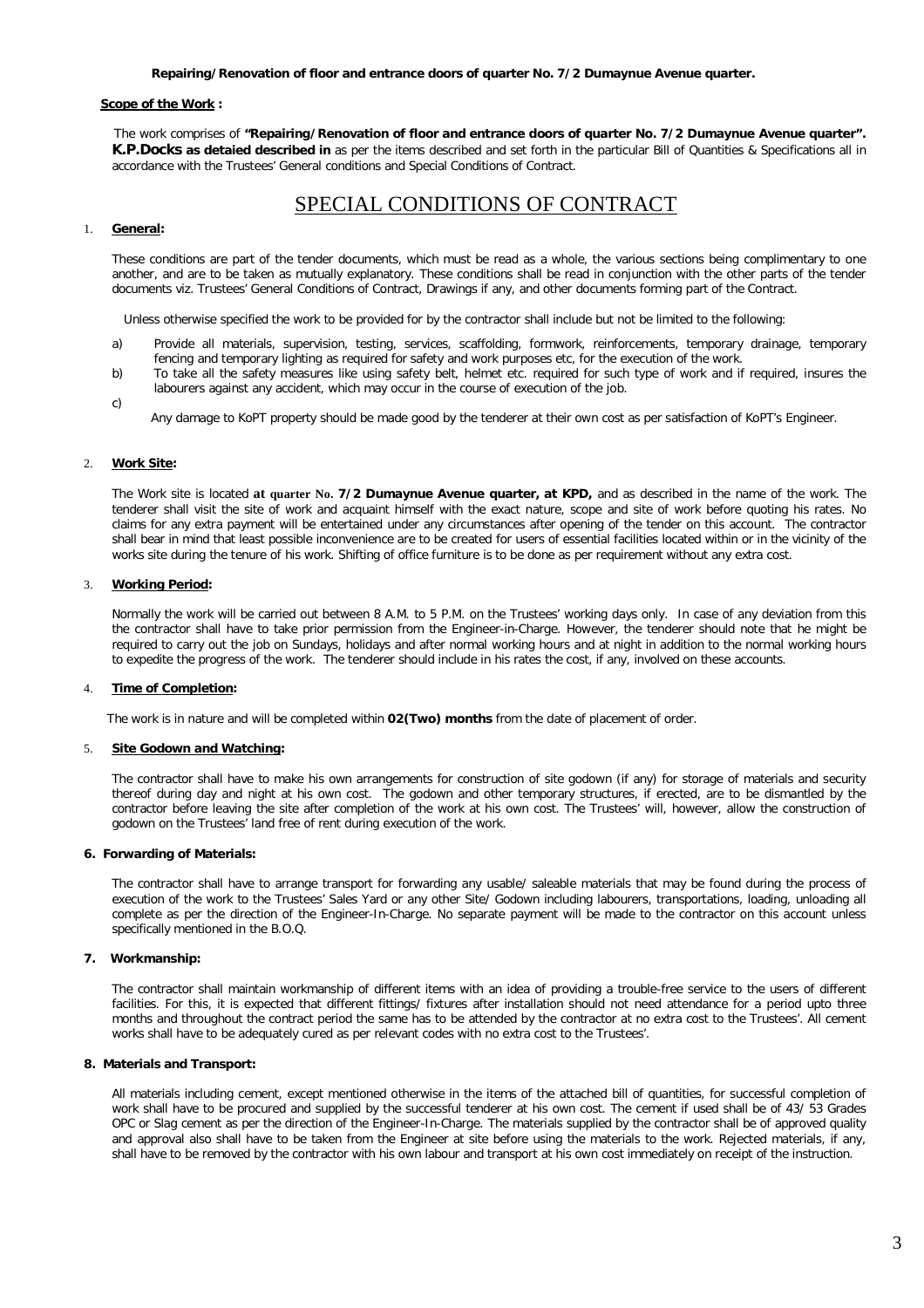**Repairing/Renovation of floor and entrance doors of quarter No. 7/2 Dumaynue Avenue quarter.**

**Scope of the Work :**

The work comprises of **"Repairing/Renovation of floor and entrance doors of quarter No. 7/2 Dumaynue Avenue quarter". K.P.Docks as detaied described in** as per the items described and set forth in the particular Bill of Quantities & Specifications all in accordance with the Trustees' General conditions and Special Conditions of Contract.

# SPECIAL CONDITIONS OF CONTRACT

1. **General:**

These conditions are part of the tender documents, which must be read as a whole, the various sections being complimentary to one another, and are to be taken as mutually explanatory. These conditions shall be read in conjunction with the other parts of the tender documents viz. Trustees' General Conditions of Contract, Drawings if any, and other documents forming part of the Contract.

Unless otherwise specified the work to be provided for by the contractor shall include but not be limited to the following:

a) Provide all materials, supervision, testing, services, scaffolding, formwork, reinforcements, temporary drainage, temporary fencing and temporary lighting as required for safety and work purposes etc, for the execution of the work.
b) To take all the safety measures like using safety belt, helmet etc. required for such type of work and if required, insures the labourers against any accident, which may occur in the course of execution of the job.
c) Any damage to KoPT property should be made good by the tenderer at their own cost as per satisfaction of KoPT's Engineer.

2. **Work Site:**

The Work site is located **at quarter No. 7/2 Dumaynue Avenue quarter, at KPD,** and as described in the name of the work. The tenderer shall visit the site of work and acquaint himself with the exact nature, scope and site of work before quoting his rates. No claims for any extra payment will be entertained under any circumstances after opening of the tender on this account. The contractor shall bear in mind that least possible inconvenience are to be created for users of essential facilities located within or in the vicinity of the works site during the tenure of his work. Shifting of office furniture is to be done as per requirement without any extra cost.

3. **Working Period:**

Normally the work will be carried out between 8 A.M. to 5 P.M. on the Trustees' working days only. In case of any deviation from this the contractor shall have to take prior permission from the Engineer-in-Charge. However, the tenderer should note that he might be required to carry out the job on Sundays, holidays and after normal working hours and at night in addition to the normal working hours to expedite the progress of the work. The tenderer should include in his rates the cost, if any, involved on these accounts.

4. **Time of Completion:**

The work is in nature and will be completed within **02(Two) months** from the date of placement of order.

5. **Site Godown and Watching:**

The contractor shall have to make his own arrangements for construction of site godown (if any) for storage of materials and security thereof during day and night at his own cost. The godown and other temporary structures, if erected, are to be dismantled by the contractor before leaving the site after completion of the work at his own cost. The Trustees' will, however, allow the construction of godown on the Trustees' land free of rent during execution of the work.

**6. Forwarding of Materials:**

The contractor shall have to arrange transport for forwarding any usable/ saleable materials that may be found during the process of execution of the work to the Trustees' Sales Yard or any other Site/ Godown including labourers, transportations, loading, unloading all complete as per the direction of the Engineer-In-Charge. No separate payment will be made to the contractor on this account unless specifically mentioned in the B.O.Q.

**7. Workmanship:**

The contractor shall maintain workmanship of different items with an idea of providing a trouble-free service to the users of different facilities. For this, it is expected that different fittings/ fixtures after installation should not need attendance for a period upto three months and throughout the contract period the same has to be attended by the contractor at no extra cost to the Trustees'. All cement works shall have to be adequately cured as per relevant codes with no extra cost to the Trustees'.

**8. Materials and Transport:**

All materials including cement, except mentioned otherwise in the items of the attached bill of quantities, for successful completion of work shall have to be procured and supplied by the successful tenderer at his own cost. The cement if used shall be of 43/ 53 Grades OPC or Slag cement as per the direction of the Engineer-In-Charge. The materials supplied by the contractor shall be of approved quality and approval also shall have to be taken from the Engineer at site before using the materials to the work. Rejected materials, if any, shall have to be removed by the contractor with his own labour and transport at his own cost immediately on receipt of the instruction.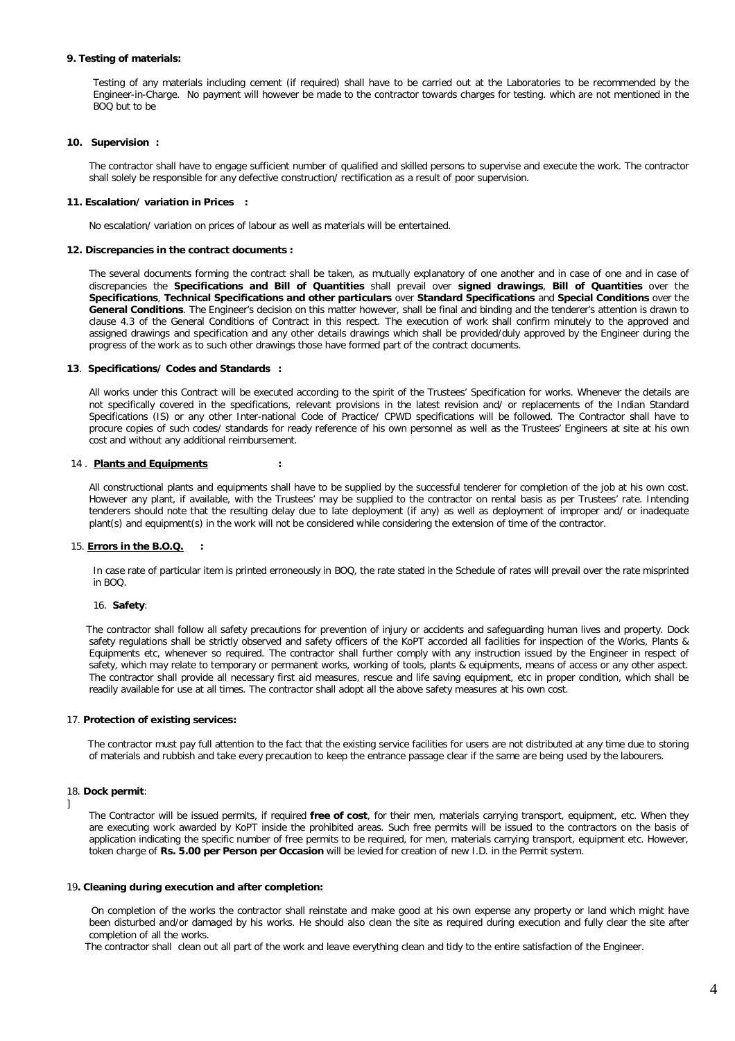**9. Testing of materials:**

Testing of any materials including cement (if required) shall have to be carried out at the Laboratories to be recommended by the Engineer-in-Charge. No payment will however be made to the contractor towards charges for testing. which are not mentioned in the BOQ but to be

**10. Supervision :**

The contractor shall have to engage sufficient number of qualified and skilled persons to supervise and execute the work. The contractor shall solely be responsible for any defective construction/ rectification as a result of poor supervision.

**11. Escalation/ variation in Prices :**

No escalation/ variation on prices of labour as well as materials will be entertained.

**12. Discrepancies in the contract documents :**

The several documents forming the contract shall be taken, as mutually explanatory of one another and in case of one and in case of discrepancies the **Specifications and Bill of Quantities** shall prevail over **signed drawings**, **Bill of Quantities** over the **Specifications**, **Technical Specifications and other particulars** over **Standard Specifications** and **Special Conditions** over the **General Conditions**. The Engineer's decision on this matter however, shall be final and binding and the tenderer's attention is drawn to clause 4.3 of the General Conditions of Contract in this respect. The execution of work shall confirm minutely to the approved and assigned drawings and specification and any other details drawings which shall be provided/duly approved by the Engineer during the progress of the work as to such other drawings those have formed part of the contract documents.

**13**. **Specifications/ Codes and Standards :**

All works under this Contract will be executed according to the spirit of the Trustees' Specification for works. Whenever the details are not specifically covered in the specifications, relevant provisions in the latest revision and/ or replacements of the Indian Standard Specifications (IS) or any other Inter-national Code of Practice/ CPWD specifications will be followed. The Contractor shall have to procure copies of such codes/ standards for ready reference of his own personnel as well as the Trustees' Engineers at site at his own cost and without any additional reimbursement.

14 . **Plants and Equipments :**

All constructional plants and equipments shall have to be supplied by the successful tenderer for completion of the job at his own cost. However any plant, if available, with the Trustees' may be supplied to the contractor on rental basis as per Trustees' rate. Intending tenderers should note that the resulting delay due to late deployment (if any) as well as deployment of improper and/ or inadequate plant(s) and equipment(s) in the work will not be considered while considering the extension of time of the contractor.

15. **Errors in the B.O.Q. :**

In case rate of particular item is printed erroneously in BOQ, the rate stated in the Schedule of rates will prevail over the rate misprinted in BOQ.

16. **Safety**:

The contractor shall follow all safety precautions for prevention of injury or accidents and safeguarding human lives and property. Dock safety regulations shall be strictly observed and safety officers of the KoPT accorded all facilities for inspection of the Works, Plants & Equipments etc, whenever so required. The contractor shall further comply with any instruction issued by the Engineer in respect of safety, which may relate to temporary or permanent works, working of tools, plants & equipments, means of access or any other aspect. The contractor shall provide all necessary first aid measures, rescue and life saving equipment, etc in proper condition, which shall be readily available for use at all times. The contractor shall adopt all the above safety measures at his own cost.

17. **Protection of existing services:**

The contractor must pay full attention to the fact that the existing service facilities for users are not distributed at any time due to storing of materials and rubbish and take every precaution to keep the entrance passage clear if the same are being used by the labourers.

18. **Dock permit**:
]

The Contractor will be issued permits, if required **free of cost**, for their men, materials carrying transport, equipment, etc. When they are executing work awarded by KoPT inside the prohibited areas. Such free permits will be issued to the contractors on the basis of application indicating the specific number of free permits to be required, for men, materials carrying transport, equipment etc. However, token charge of **Rs. 5.00 per Person per Occasion** will be levied for creation of new I.D. in the Permit system.

19**. Cleaning during execution and after completion:**

On completion of the works the contractor shall reinstate and make good at his own expense any property or land which might have been disturbed and/or damaged by his works. He should also clean the site as required during execution and fully clear the site after completion of all the works.

The contractor shall clean out all part of the work and leave everything clean and tidy to the entire satisfaction of the Engineer.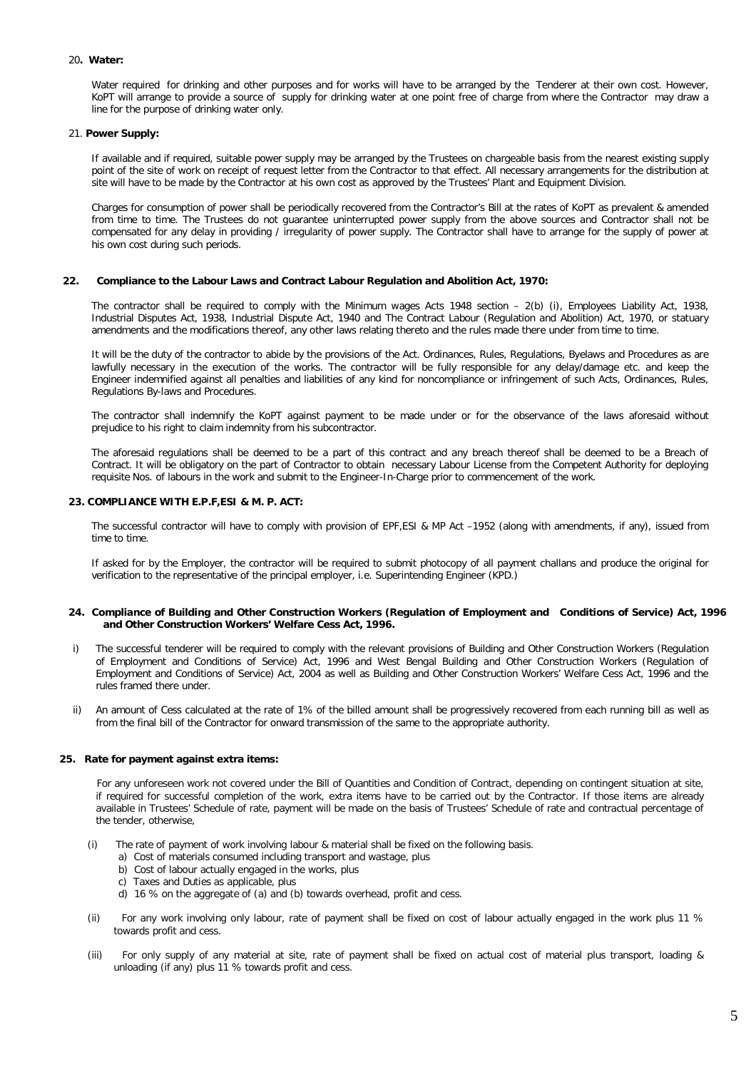20**. Water:**

Water required for drinking and other purposes and for works will have to be arranged by the Tenderer at their own cost. However, KoPT will arrange to provide a source of supply for drinking water at one point free of charge from where the Contractor may draw a line for the purpose of drinking water only.

21. **Power Supply:**

If available and if required, suitable power supply may be arranged by the Trustees on chargeable basis from the nearest existing supply point of the site of work on receipt of request letter from the Contractor to that effect. All necessary arrangements for the distribution at site will have to be made by the Contractor at his own cost as approved by the Trustees' Plant and Equipment Division.

Charges for consumption of power shall be periodically recovered from the Contractor's Bill at the rates of KoPT as prevalent & amended from time to time. The Trustees do not guarantee uninterrupted power supply from the above sources and Contractor shall not be compensated for any delay in providing / irregularity of power supply. The Contractor shall have to arrange for the supply of power at his own cost during such periods.

**22. Compliance to the Labour Laws and Contract Labour Regulation and Abolition Act, 1970:**

The contractor shall be required to comply with the Minimum wages Acts 1948 section – 2(b) (i), Employees Liability Act, 1938, Industrial Disputes Act, 1938, Industrial Dispute Act, 1940 and The Contract Labour (Regulation and Abolition) Act, 1970, or statuary amendments and the modifications thereof, any other laws relating thereto and the rules made there under from time to time.

It will be the duty of the contractor to abide by the provisions of the Act. Ordinances, Rules, Regulations, Byelaws and Procedures as are lawfully necessary in the execution of the works. The contractor will be fully responsible for any delay/damage etc. and keep the Engineer indemnified against all penalties and liabilities of any kind for noncompliance or infringement of such Acts, Ordinances, Rules, Regulations By-laws and Procedures.

The contractor shall indemnify the KoPT against payment to be made under or for the observance of the laws aforesaid without prejudice to his right to claim indemnity from his subcontractor.

The aforesaid regulations shall be deemed to be a part of this contract and any breach thereof shall be deemed to be a Breach of Contract. It will be obligatory on the part of Contractor to obtain necessary Labour License from the Competent Authority for deploying requisite Nos. of labours in the work and submit to the Engineer-In-Charge prior to commencement of the work.

**23. COMPLIANCE WITH E.P.F,ESI & M. P. ACT:**

The successful contractor will have to comply with provision of EPF,ESI & MP Act –1952 (along with amendments, if any), issued from time to time.

If asked for by the Employer, the contractor will be required to submit photocopy of all payment challans and produce the original for verification to the representative of the principal employer, i.e. Superintending Engineer (KPD.)

**24. Compliance of Building and Other Construction Workers (Regulation of Employment and Conditions of Service) Act, 1996 and Other Construction Workers' Welfare Cess Act, 1996.**

i) The successful tenderer will be required to comply with the relevant provisions of Building and Other Construction Workers (Regulation of Employment and Conditions of Service) Act, 1996 and West Bengal Building and Other Construction Workers (Regulation of Employment and Conditions of Service) Act, 2004 as well as Building and Other Construction Workers' Welfare Cess Act, 1996 and the rules framed there under.

ii) An amount of Cess calculated at the rate of 1% of the billed amount shall be progressively recovered from each running bill as well as from the final bill of the Contractor for onward transmission of the same to the appropriate authority.

**25. Rate for payment against extra items:**

For any unforeseen work not covered under the Bill of Quantities and Condition of Contract, depending on contingent situation at site, if required for successful completion of the work, extra items have to be carried out by the Contractor. If those items are already available in Trustees' Schedule of rate, payment will be made on the basis of Trustees' Schedule of rate and contractual percentage of the tender, otherwise,

(i) The rate of payment of work involving labour & material shall be fixed on the following basis.
   a) Cost of materials consumed including transport and wastage, plus
   b) Cost of labour actually engaged in the works, plus
   c) Taxes and Duties as applicable, plus
   d) 16 % on the aggregate of (a) and (b) towards overhead, profit and cess.

(ii) For any work involving only labour, rate of payment shall be fixed on cost of labour actually engaged in the work plus 11 % towards profit and cess.

(iii) For only supply of any material at site, rate of payment shall be fixed on actual cost of material plus transport, loading & unloading (if any) plus 11 % towards profit and cess.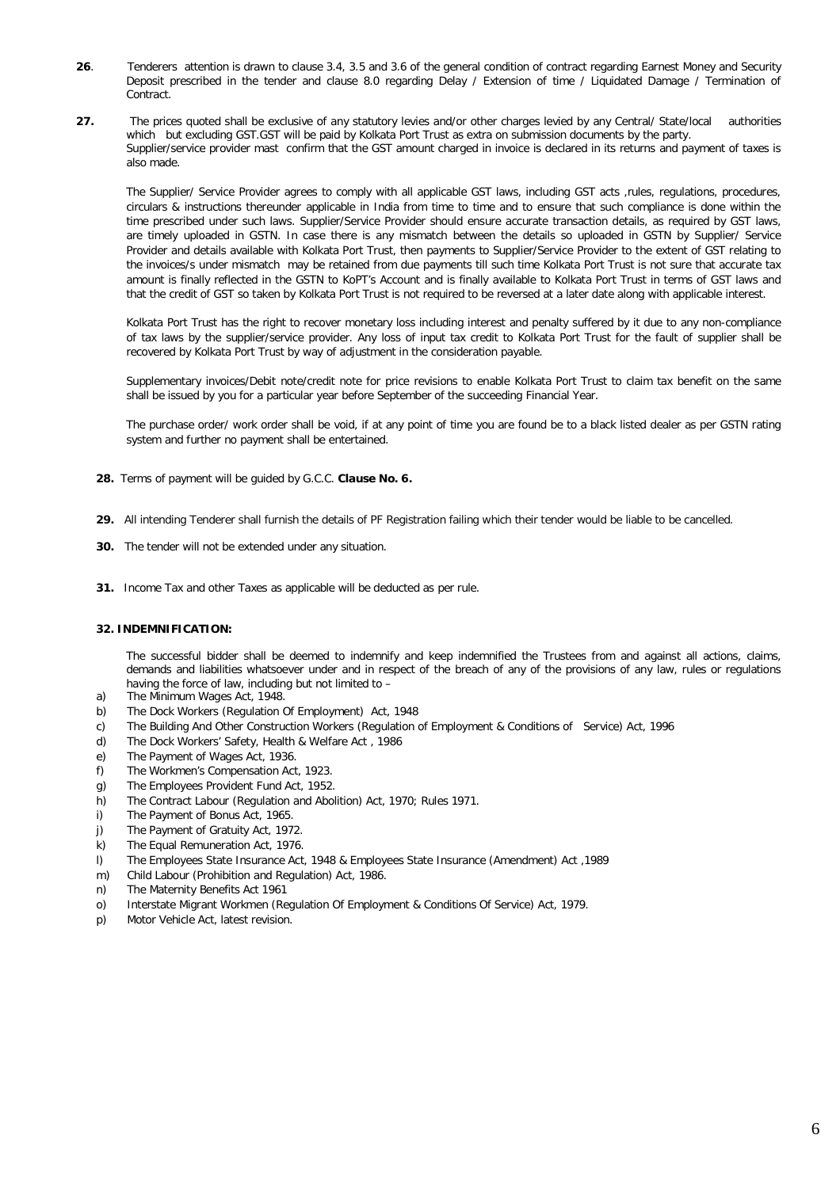**26**. Tenderers attention is drawn to clause 3.4, 3.5 and 3.6 of the general condition of contract regarding Earnest Money and Security Deposit prescribed in the tender and clause 8.0 regarding Delay / Extension of time / Liquidated Damage / Termination of Contract.

**27.** The prices quoted shall be exclusive of any statutory levies and/or other charges levied by any Central/ State/local authorities which but excluding GST.GST will be paid by Kolkata Port Trust as extra on submission documents by the party.
Supplier/service provider mast confirm that the GST amount charged in invoice is declared in its returns and payment of taxes is also made.

The Supplier/ Service Provider agrees to comply with all applicable GST laws, including GST acts ,rules, regulations, procedures, circulars & instructions thereunder applicable in India from time to time and to ensure that such compliance is done within the time prescribed under such laws. Supplier/Service Provider should ensure accurate transaction details, as required by GST laws, are timely uploaded in GSTN. In case there is any mismatch between the details so uploaded in GSTN by Supplier/ Service Provider and details available with Kolkata Port Trust, then payments to Supplier/Service Provider to the extent of GST relating to the invoices/s under mismatch may be retained from due payments till such time Kolkata Port Trust is not sure that accurate tax amount is finally reflected in the GSTN to KoPT's Account and is finally available to Kolkata Port Trust in terms of GST laws and that the credit of GST so taken by Kolkata Port Trust is not required to be reversed at a later date along with applicable interest.

Kolkata Port Trust has the right to recover monetary loss including interest and penalty suffered by it due to any non-compliance of tax laws by the supplier/service provider. Any loss of input tax credit to Kolkata Port Trust for the fault of supplier shall be recovered by Kolkata Port Trust by way of adjustment in the consideration payable.

Supplementary invoices/Debit note/credit note for price revisions to enable Kolkata Port Trust to claim tax benefit on the same shall be issued by you for a particular year before September of the succeeding Financial Year.

The purchase order/ work order shall be void, if at any point of time you are found be to a black listed dealer as per GSTN rating system and further no payment shall be entertained.

**28.** Terms of payment will be guided by G.C.C. **Clause No. 6.**

**29.** All intending Tenderer shall furnish the details of PF Registration failing which their tender would be liable to be cancelled.

**30.** The tender will not be extended under any situation.

**31.** Income Tax and other Taxes as applicable will be deducted as per rule.

**32. INDEMNIFICATION:**

The successful bidder shall be deemed to indemnify and keep indemnified the Trustees from and against all actions, claims, demands and liabilities whatsoever under and in respect of the breach of any of the provisions of any law, rules or regulations having the force of law, including but not limited to –

a) The Minimum Wages Act, 1948.
b) The Dock Workers (Regulation Of Employment) Act, 1948
c) The Building And Other Construction Workers (Regulation of Employment & Conditions of Service) Act, 1996
d) The Dock Workers' Safety, Health & Welfare Act , 1986
e) The Payment of Wages Act, 1936.
f) The Workmen's Compensation Act, 1923.
g) The Employees Provident Fund Act, 1952.
h) The Contract Labour (Regulation and Abolition) Act, 1970; Rules 1971.
i) The Payment of Bonus Act, 1965.
j) The Payment of Gratuity Act, 1972.
k) The Equal Remuneration Act, 1976.
l) The Employees State Insurance Act, 1948 & Employees State Insurance (Amendment) Act ,1989
m) Child Labour (Prohibition and Regulation) Act, 1986.
n) The Maternity Benefits Act 1961
o) Interstate Migrant Workmen (Regulation Of Employment & Conditions Of Service) Act, 1979.
p) Motor Vehicle Act, latest revision.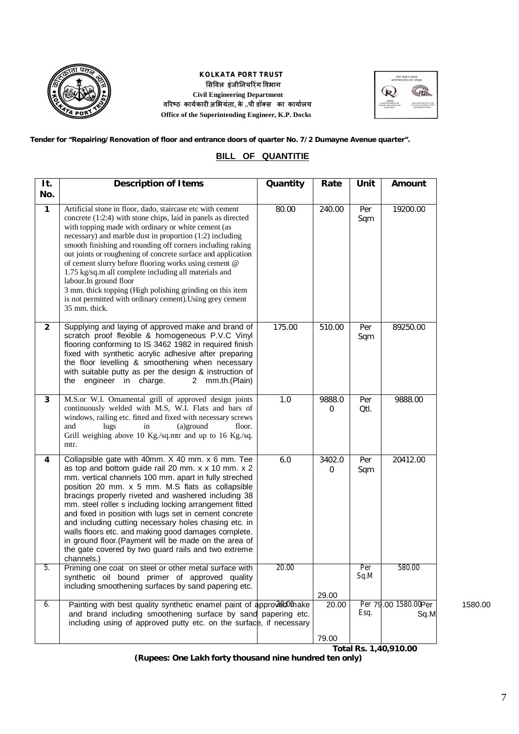**KOLKATA PORT TRUST**
**सिविल इंजीनियरिंग विभाग**
**Civil Engineering Department**
**वरिष्ठ कार्यकारी अभियंता, के ..पी डॉक्स का कार्यालय**
**Office of the Superintending Engineer, K.P. Docks**

**Tender for "Repairing/Renovation of floor and entrance doors of quarter No. 7/2 Dumayne Avenue quarter".**

## BILL OF QUANTITIE

| It. No. | Description of Items | Quantity | Rate | Unit | Amount |
|---|---|---|---|---|---|
| 1 | Artificial stone in floor, dado, staircase etc with cement concrete (1:2:4) with stone chips, laid in panels as directed with topping made with ordinary or white cement (as necessary) and marble dust in proportion (1:2) including smooth finishing and rounding off corners including raking out joints or roughening of concrete surface and application of cement slurry before flooring works using cement @ 1.75 kg/sq.m all complete including all materials and labour.In ground floor 3 mm. thick topping (High polishing grinding on this item is not permitted with ordinary cement).Using grey cement 35 mm. thick. | 80.00 | 240.00 | Per Sqm | 19200.00 |
| 2 | Supplying and laying of approved make and brand of scratch proof flexible & homogeneous P.V.C Vinyl flooring conforming to IS 3462 1982 in required finish fixed with synthetic acrylic adhesive after preparing the floor levelling & smoothening when necessary with suitable putty as per the design & instruction of the engineer in charge. 2 mm.th.(Plain) | 175.00 | 510.00 | Per Sqm | 89250.00 |
| 3 | M.S.or W.I. Ornamental grill of approved design joints continuously welded with M.S, W.I. Flats and bars of windows, railing etc. fitted and fixed with necessary screws and lugs in (a)ground floor. Grill weighing above 10 Kg./sq.mtr and up to 16 Kg./sq. mtr. | 1.0 | 9888.00 | Per Qtl. | 9888.00 |
| 4 | Collapsible gate with 40mm. X 40 mm. x 6 mm. Tee as top and bottom guide rail 20 mm. x x 10 mm. x 2 mm. vertical channels 100 mm. apart in fully streched position 20 mm. x 5 mm. M.S flats as collapsible bracings properly riveted and washered including 38 mm. steel roller s including locking arrangement fitted and fixed in position with lugs set in cement concrete and including cutting necessary holes chasing etc. in walls floors etc. and making good damages complete. in ground floor.(Payment will be made on the area of the gate covered by two guard rails and two extreme channels.) | 6.0 | 3402.00 | Per Sqm | 20412.00 |
| 5. | Priming one coat on steel or other metal surface with synthetic oil bound primer of approved quality including smoothening surfaces by sand papering etc. | 20.00 | 29.00 | Per Sq.M | 580.00 |
| 6. | Painting with best quality synthetic enamel paint of approved make and brand including smoothening surface by sand papering etc. including using of approved putty etc. on the surface, if necessary | 20.00 | 79.00 | Per Sq.M | 1580.00 |

**Total Rs. 1,40,910.00**

**(Rupees: One Lakh forty thousand nine hundred ten only)**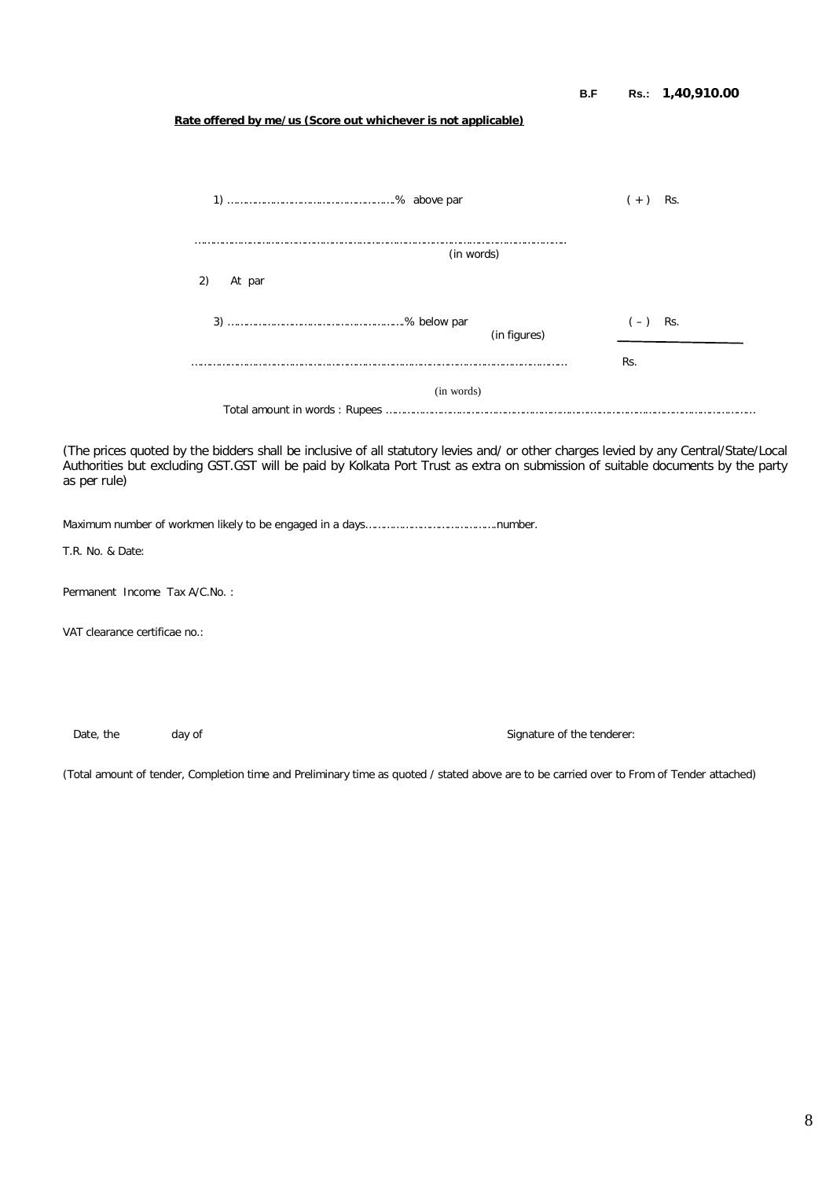**B.F Rs.: 1,40,910.00**

**Rate offered by me/us (Score out whichever is not applicable)**

1) ……………………………………………% above par ( + ) Rs.

…………………………………………………………………………………………
(in words)

2) At par

3) ……………………………………………% below par (in figures) ( – ) Rs.

………………………………………………………………………………………… Rs.

(in words)

Total amount in words : Rupees ……………………………………………………………………………………………

(The prices quoted by the bidders shall be inclusive of all statutory levies and/ or other charges levied by any Central/State/Local Authorities but excluding GST.GST will be paid by Kolkata Port Trust as extra on submission of suitable documents by the party as per rule)

Maximum number of workmen likely to be engaged in a days……………………………….number.

T.R. No. & Date:

Permanent Income Tax A/C.No. :

VAT clearance certificae no.:

Date, the day of Signature of the tenderer:

(Total amount of tender, Completion time and Preliminary time as quoted / stated above are to be carried over to From of Tender attached)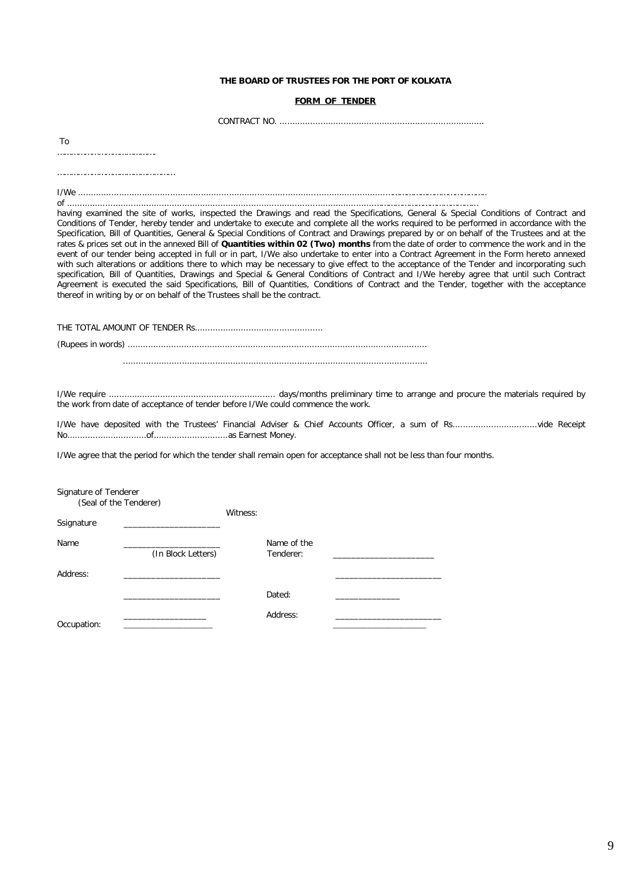**THE BOARD OF TRUSTEES FOR THE PORT OF KOLKATA**

**FORM OF TENDER**

CONTRACT NO. ................................................................................

To

.....................................

.........................................

I/We ..............................................................................................................................................................................

of ................................................................................................................................................................................

having examined the site of works, inspected the Drawings and read the Specifications, General & Special Conditions of Contract and Conditions of Tender, hereby tender and undertake to execute and complete all the works required to be performed in accordance with the Specification, Bill of Quantities, General & Special Conditions of Contract and Drawings prepared by or on behalf of the Trustees and at the rates & prices set out in the annexed Bill of **Quantities within 02 (Two) months** from the date of order to commence the work and in the event of our tender being accepted in full or in part, I/We also undertake to enter into a Contract Agreement in the Form hereto annexed with such alterations or additions there to which may be necessary to give effect to the acceptance of the Tender and incorporating such specification, Bill of Quantities, Drawings and Special & General Conditions of Contract and I/We hereby agree that until such Contract Agreement is executed the said Specifications, Bill of Quantities, Conditions of Contract and the Tender, together with the acceptance thereof in writing by or on behalf of the Trustees shall be the contract.

THE TOTAL AMOUNT OF TENDER Rs..................................................

(Rupees in words) ....................................................................................................................

.....................................................................................................................

I/We require ................................................................ days/months preliminary time to arrange and procure the materials required by the work from date of acceptance of tender before I/We could commence the work.

I/We have deposited with the Trustees' Financial Adviser & Chief Accounts Officer, a sum of Rs.................................vide Receipt No...............................of.............................as Earnest Money.

I/We agree that the period for which the tender shall remain open for acceptance shall not be less than four months.

Signature of Tenderer
(Seal of the Tenderer)

Ssignature ____________________

Name ____________________
(In Block Letters)

Address: ____________________

____________________

____________________

Occupation: ____________________

Witness:

Name of the Tenderer: ____________________

____________________

Dated: ______________

Address: ____________________

____________________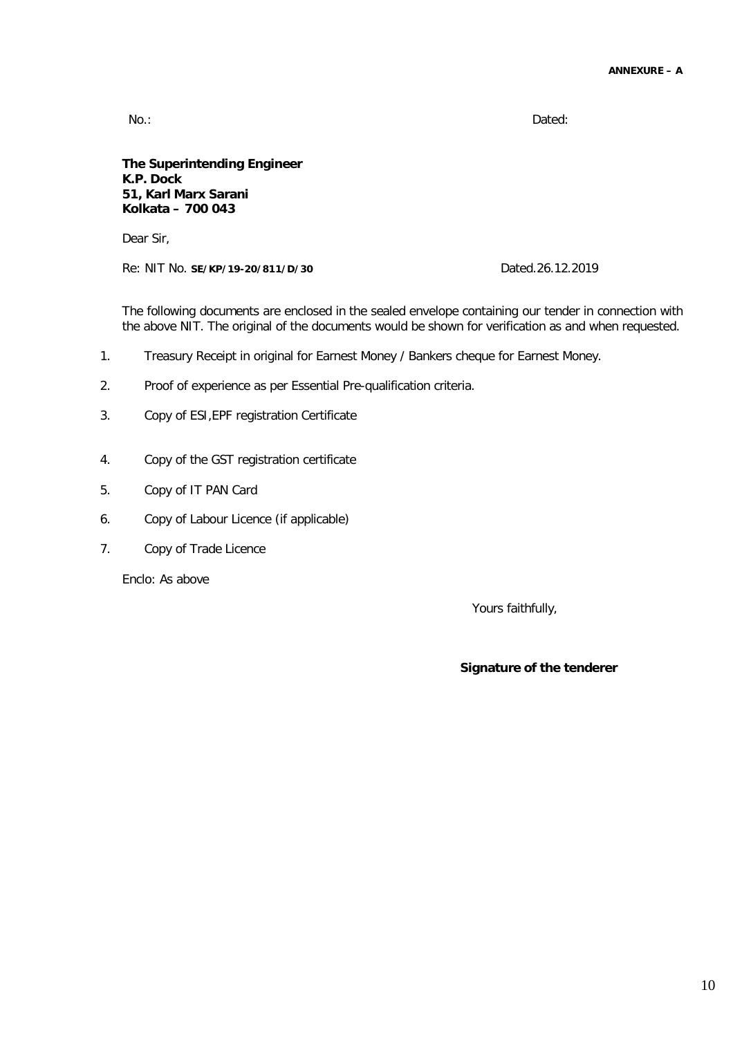**ANNEXURE – A**

No.: Dated:

**The Superintending Engineer**
**K.P. Dock**
**51, Karl Marx Sarani**
**Kolkata – 700 043**

Dear Sir,

Re: NIT No. **SE/KP/19-20/811/D/30** Dated.26.12.2019

The following documents are enclosed in the sealed envelope containing our tender in connection with the above NIT. The original of the documents would be shown for verification as and when requested.

1. Treasury Receipt in original for Earnest Money / Bankers cheque for Earnest Money.
2. Proof of experience as per Essential Pre-qualification criteria.
3. Copy of ESI,EPF registration Certificate
4. Copy of the GST registration certificate
5. Copy of IT PAN Card
6. Copy of Labour Licence (if applicable)
7. Copy of Trade Licence

Enclo: As above

Yours faithfully,

**Signature of the tenderer**